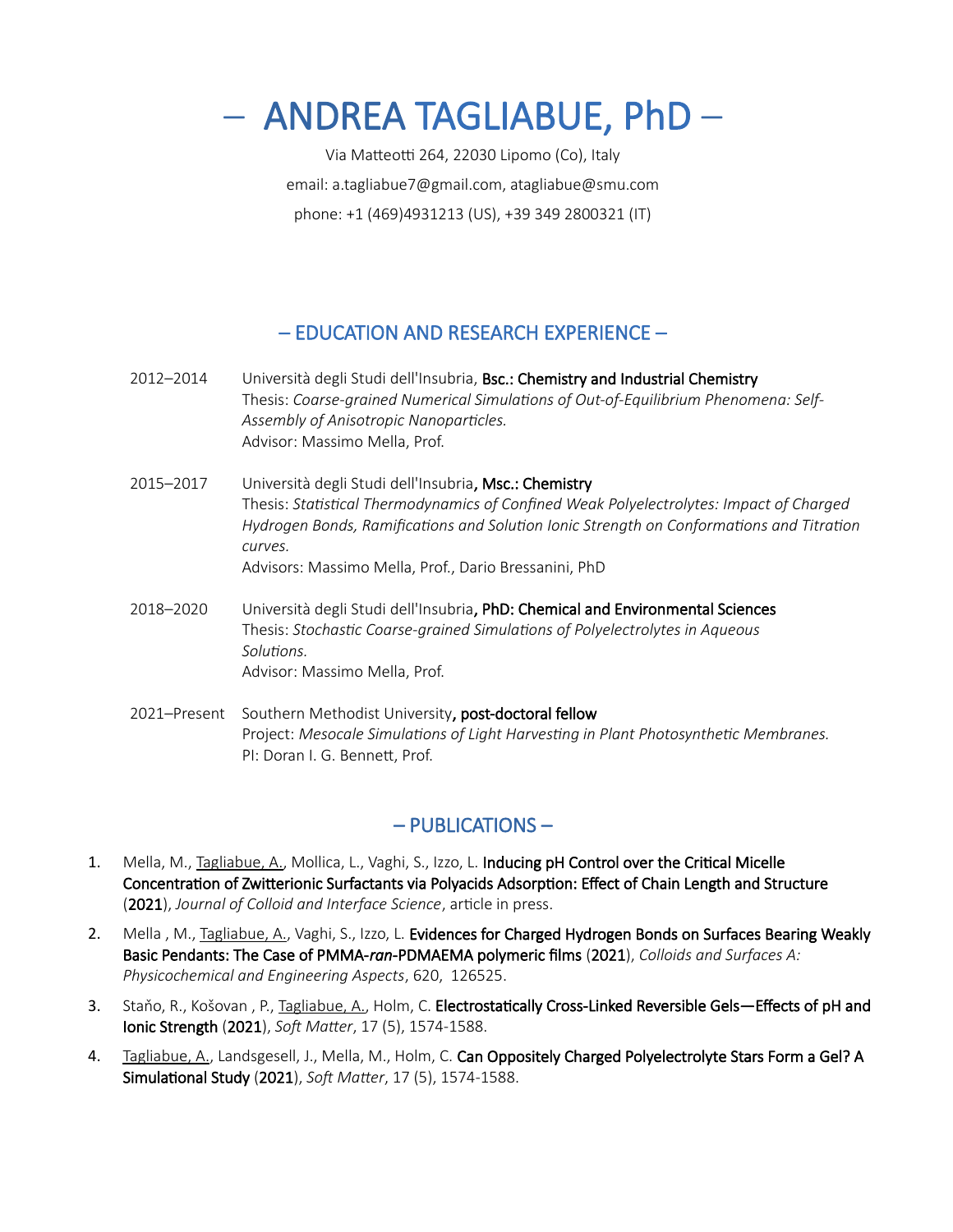# – ANDREA TAGLIABUE, PhD –

Via Matteotti 264, 22030 Lipomo (Co), Italy

email: a.tagliabue7@gmail.com, atagliabue@smu.com

phone: +1 (469)4931213 (US), +39 349 2800321 (IT)

## – EDUCATION AND RESEARCH EXPERIENCE –

2012–2014 Università degli Studi dell'Insubria, **Bsc.: Chemistry and Industrial Chemistry**
Thesis: *Coarse-grained Numerical Simulations of Out-of-Equilibrium Phenomena: Self-Assembly of Anisotropic Nanoparticles.*
Advisor: Massimo Mella, Prof.

2015–2017 Università degli Studi dell'Insubria**, Msc.: Chemistry**
Thesis: *Statistical Thermodynamics of Confined Weak Polyelectrolytes: Impact of Charged Hydrogen Bonds, Ramifications and Solution Ionic Strength on Conformations and Titration curves.*
Advisors: Massimo Mella, Prof., Dario Bressanini, PhD

2018–2020 Università degli Studi dell'Insubria**, PhD: Chemical and Environmental Sciences**
Thesis: *Stochastic Coarse-grained Simulations of Polyelectrolytes in Aqueous Solutions.*
Advisor: Massimo Mella, Prof.

2021–Present Southern Methodist University**, post-doctoral fellow**
Project: *Mesocale Simulations of Light Harvesting in Plant Photosynthetic Membranes.*
PI: Doran I. G. Bennett, Prof.

## – PUBLICATIONS –

1. Mella, M., Tagliabue, A., Mollica, L., Vaghi, S., Izzo, L. **Inducing pH Control over the Critical Micelle Concentration of Zwitterionic Surfactants via Polyacids Adsorption: Effect of Chain Length and Structure** (**2021**), *Journal of Colloid and Interface Science*, article in press.
2. Mella , M., Tagliabue, A., Vaghi, S., Izzo, L. **Evidences for Charged Hydrogen Bonds on Surfaces Bearing Weakly Basic Pendants: The Case of PMMA-*ran*-PDMAEMA polymeric films** (**2021**), *Colloids and Surfaces A: Physicochemical and Engineering Aspects*, 620, 126525.
3. Staňo, R., Košovan , P., Tagliabue, A., Holm, C. **Electrostatically Cross-Linked Reversible Gels—Effects of pH and Ionic Strength** (**2021**), *Soft Matter*, 17 (5), 1574-1588.
4. Tagliabue, A., Landsgesell, J., Mella, M., Holm, C. **Can Oppositely Charged Polyelectrolyte Stars Form a Gel? A Simulational Study** (**2021**), *Soft Matter*, 17 (5), 1574-1588.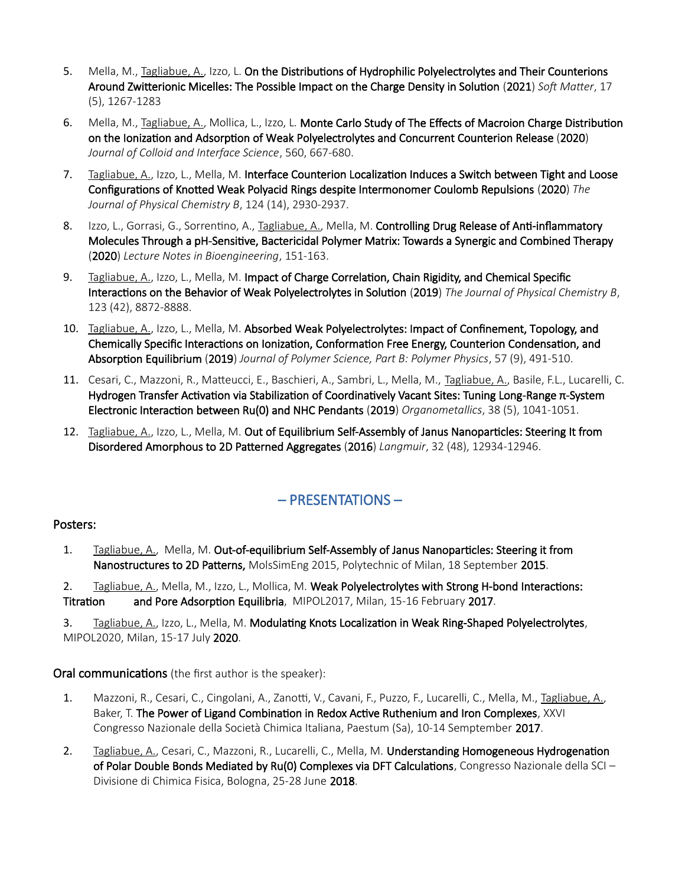5. Mella, M., Tagliabue, A., Izzo, L. **On the Distributions of Hydrophilic Polyelectrolytes and Their Counterions Around Zwitterionic Micelles: The Possible Impact on the Charge Density in Solution** (**2021**) *Soft Matter*, 17 (5), 1267-1283

6. Mella, M., Tagliabue, A., Mollica, L., Izzo, L. **Monte Carlo Study of The Effects of Macroion Charge Distribution on the Ionization and Adsorption of Weak Polyelectrolytes and Concurrent Counterion Release** (**2020**) *Journal of Colloid and Interface Science*, 560, 667-680.

7. Tagliabue, A., Izzo, L., Mella, M. **Interface Counterion Localization Induces a Switch between Tight and Loose Configurations of Knotted Weak Polyacid Rings despite Intermonomer Coulomb Repulsions** (**2020**) *The Journal of Physical Chemistry B*, 124 (14), 2930-2937.

8. Izzo, L., Gorrasi, G., Sorrentino, A., Tagliabue, A., Mella, M. **Controlling Drug Release of Anti-inflammatory Molecules Through a pH-Sensitive, Bactericidal Polymer Matrix: Towards a Synergic and Combined Therapy** (**2020**) *Lecture Notes in Bioengineering*, 151-163.

9. Tagliabue, A., Izzo, L., Mella, M. **Impact of Charge Correlation, Chain Rigidity, and Chemical Specific Interactions on the Behavior of Weak Polyelectrolytes in Solution** (**2019**) *The Journal of Physical Chemistry B*, 123 (42), 8872-8888.

10. Tagliabue, A., Izzo, L., Mella, M. **Absorbed Weak Polyelectrolytes: Impact of Confinement, Topology, and Chemically Specific Interactions on Ionization, Conformation Free Energy, Counterion Condensation, and Absorption Equilibrium** (**2019**) *Journal of Polymer Science, Part B: Polymer Physics*, 57 (9), 491-510.

11. Cesari, C., Mazzoni, R., Matteucci, E., Baschieri, A., Sambri, L., Mella, M., Tagliabue, A., Basile, F.L., Lucarelli, C. **Hydrogen Transfer Activation via Stabilization of Coordinatively Vacant Sites: Tuning Long-Range π-System Electronic Interaction between Ru(0) and NHC Pendants** (**2019**) *Organometallics*, 38 (5), 1041-1051.

12. Tagliabue, A., Izzo, L., Mella, M. **Out of Equilibrium Self-Assembly of Janus Nanoparticles: Steering It from Disordered Amorphous to 2D Patterned Aggregates** (**2016**) *Langmuir*, 32 (48), 12934-12946.

## – PRESENTATIONS –

### Posters:

1. Tagliabue, A., Mella, M. **Out-of-equilibrium Self-Assembly of Janus Nanoparticles: Steering it from Nanostructures to 2D Patterns,** MolsSimEng 2015, Polytechnic of Milan, 18 September **2015**.

2. Tagliabue, A., Mella, M., Izzo, L., Mollica, M. **Weak Polyelectrolytes with Strong H-bond Interactions: Titration and Pore Adsorption Equilibria**, MIPOL2017, Milan, 15-16 February **2017**.

3. Tagliabue, A., Izzo, L., Mella, M. **Modulating Knots Localization in Weak Ring-Shaped Polyelectrolytes**, MIPOL2020, Milan, 15-17 July **2020**.

### Oral communications (the first author is the speaker):

1. Mazzoni, R., Cesari, C., Cingolani, A., Zanotti, V., Cavani, F., Puzzo, F., Lucarelli, C., Mella, M., Tagliabue, A., Baker, T. **The Power of Ligand Combination in Redox Active Ruthenium and Iron Complexes**, XXVI Congresso Nazionale della Società Chimica Italiana, Paestum (Sa), 10-14 Semptember **2017**.

2. Tagliabue, A., Cesari, C., Mazzoni, R., Lucarelli, C., Mella, M. **Understanding Homogeneous Hydrogenation of Polar Double Bonds Mediated by Ru(0) Complexes via DFT Calculations**, Congresso Nazionale della SCI – Divisione di Chimica Fisica, Bologna, 25-28 June **2018**.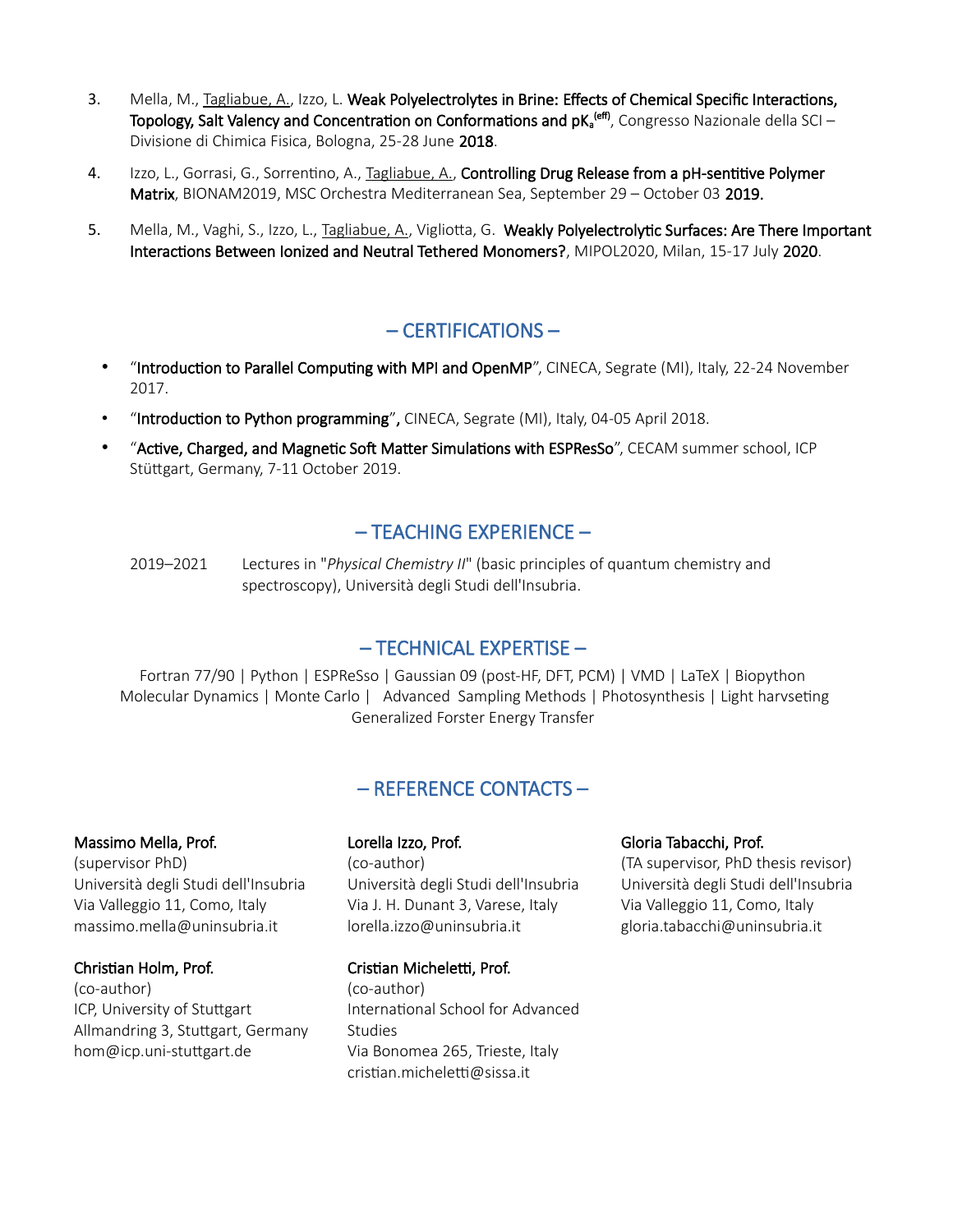3. Mella, M., Tagliabue, A., Izzo, L. **Weak Polyelectrolytes in Brine: Effects of Chemical Specific Interactions, Topology, Salt Valency and Concentration on Conformations and $pK_a^{(eff)}$**, Congresso Nazionale della SCI – Divisione di Chimica Fisica, Bologna, 25-28 June **2018**.

4. Izzo, L., Gorrasi, G., Sorrentino, A., Tagliabue, A., **Controlling Drug Release from a pH-sentitive Polymer Matrix**, BIONAM2019, MSC Orchestra Mediterranean Sea, September 29 – October 03 **2019.**

5. Mella, M., Vaghi, S., Izzo, L., Tagliabue, A., Vigliotta, G. **Weakly Polyelectrolytic Surfaces: Are There Important Interactions Between Ionized and Neutral Tethered Monomers?**, MIPOL2020, Milan, 15-17 July **2020**.

## – CERTIFICATIONS –

- "**Introduction to Parallel Computing with MPI and OpenMP**", CINECA, Segrate (MI), Italy, 22-24 November 2017.
- "**Introduction to Python programming**", CINECA, Segrate (MI), Italy, 04-05 April 2018.
- "**Active, Charged, and Magnetic Soft Matter Simulations with ESPResSo**", CECAM summer school, ICP Stüttgart, Germany, 7-11 October 2019.

## – TEACHING EXPERIENCE –

2019–2021 Lectures in "*Physical Chemistry II*" (basic principles of quantum chemistry and spectroscopy), Università degli Studi dell'Insubria.

## – TECHNICAL EXPERTISE –

Fortran 77/90 | Python | ESPReSso | Gaussian 09 (post-HF, DFT, PCM) | VMD | LaTeX | Biopython
Molecular Dynamics | Monte Carlo | Advanced Sampling Methods | Photosynthesis | Light harvseting
Generalized Forster Energy Transfer

## – REFERENCE CONTACTS –

**Massimo Mella, Prof.**
(supervisor PhD)
Università degli Studi dell'Insubria
Via Valleggio 11, Como, Italy
massimo.mella@uninsubria.it

**Lorella Izzo, Prof.**
(co-author)
Università degli Studi dell'Insubria
Via J. H. Dunant 3, Varese, Italy
lorella.izzo@uninsubria.it

**Gloria Tabacchi, Prof.**
(TA supervisor, PhD thesis revisor)
Università degli Studi dell'Insubria
Via Valleggio 11, Como, Italy
gloria.tabacchi@uninsubria.it

**Christian Holm, Prof.**
(co-author)
ICP, University of Stuttgart
Allmandring 3, Stuttgart, Germany
hom@icp.uni-stuttgart.de

**Cristian Micheletti, Prof.**
(co-author)
International School for Advanced Studies
Via Bonomea 265, Trieste, Italy
cristian.micheletti@sissa.it